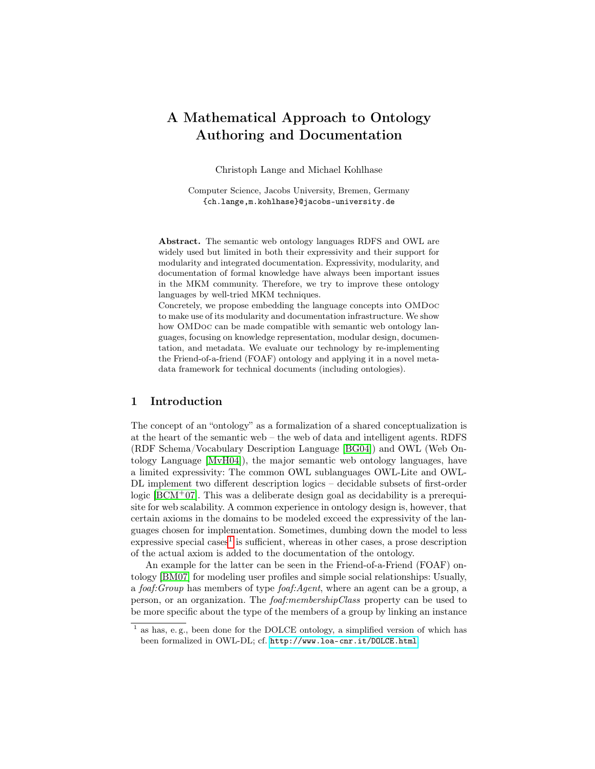# A Mathematical Approach to Ontology Authoring and Documentation

Christoph Lange and Michael Kohlhase

Computer Science, Jacobs University, Bremen, Germany
{ch.lange,m.kohlhase}@jacobs-university.de

**Abstract.** The semantic web ontology languages RDFS and OWL are widely used but limited in both their expressivity and their support for modularity and integrated documentation. Expressivity, modularity, and documentation of formal knowledge have always been important issues in the MKM community. Therefore, we try to improve these ontology languages by well-tried MKM techniques.
Concretely, we propose embedding the language concepts into OMDoc to make use of its modularity and documentation infrastructure. We show how OMDoc can be made compatible with semantic web ontology languages, focusing on knowledge representation, modular design, documentation, and metadata. We evaluate our technology by re-implementing the Friend-of-a-friend (FOAF) ontology and applying it in a novel metadata framework for technical documents (including ontologies).

## 1 Introduction

The concept of an "ontology" as a formalization of a shared conceptualization is at the heart of the semantic web – the web of data and intelligent agents. RDFS (RDF Schema/Vocabulary Description Language [BG04]) and OWL (Web Ontology Language [MvH04]), the major semantic web ontology languages, have a limited expressivity: The common OWL sublanguages OWL-Lite and OWL-DL implement two different description logics – decidable subsets of first-order logic [BCM+07]. This was a deliberate design goal as decidability is a prerequisite for web scalability. A common experience in ontology design is, however, that certain axioms in the domains to be modeled exceed the expressivity of the languages chosen for implementation. Sometimes, dumbing down the model to less expressive special cases[1] is sufficient, whereas in other cases, a prose description of the actual axiom is added to the documentation of the ontology.

An example for the latter can be seen in the Friend-of-a-Friend (FOAF) ontology [BM07] for modeling user profiles and simple social relationships: Usually, a *foaf:Group* has members of type *foaf:Agent*, where an agent can be a group, a person, or an organization. The *foaf:membershipClass* property can be used to be more specific about the type of the members of a group by linking an instance

[1] as has, e. g., been done for the DOLCE ontology, a simplified version of which has been formalized in OWL-DL; cf. http://www.loa-cnr.it/DOLCE.html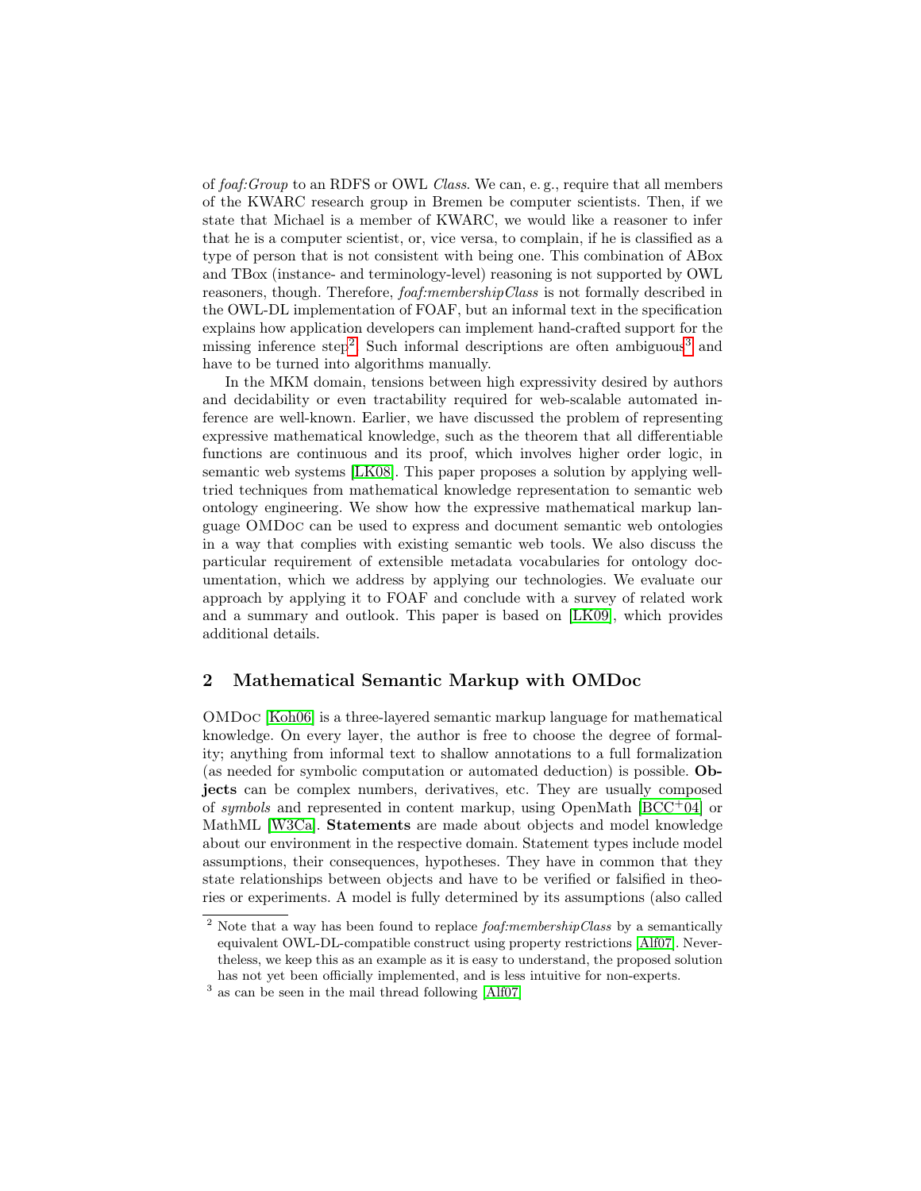of *foaf:Group* to an RDFS or OWL *Class*. We can, e. g., require that all members of the KWARC research group in Bremen be computer scientists. Then, if we state that Michael is a member of KWARC, we would like a reasoner to infer that he is a computer scientist, or, vice versa, to complain, if he is classified as a type of person that is not consistent with being one. This combination of ABox and TBox (instance- and terminology-level) reasoning is not supported by OWL reasoners, though. Therefore, *foaf:membershipClass* is not formally described in the OWL-DL implementation of FOAF, but an informal text in the specification explains how application developers can implement hand-crafted support for the missing inference step[2]. Such informal descriptions are often ambiguous[3] and have to be turned into algorithms manually.

In the MKM domain, tensions between high expressivity desired by authors and decidability or even tractability required for web-scalable automated inference are well-known. Earlier, we have discussed the problem of representing expressive mathematical knowledge, such as the theorem that all differentiable functions are continuous and its proof, which involves higher order logic, in semantic web systems [LK08]. This paper proposes a solution by applying well-tried techniques from mathematical knowledge representation to semantic web ontology engineering. We show how the expressive mathematical markup language OMDoc can be used to express and document semantic web ontologies in a way that complies with existing semantic web tools. We also discuss the particular requirement of extensible metadata vocabularies for ontology documentation, which we address by applying our technologies. We evaluate our approach by applying it to FOAF and conclude with a survey of related work and a summary and outlook. This paper is based on [LK09], which provides additional details.

## 2 Mathematical Semantic Markup with OMDoc

OMDoc [Koh06] is a three-layered semantic markup language for mathematical knowledge. On every layer, the author is free to choose the degree of formality; anything from informal text to shallow annotations to a full formalization (as needed for symbolic computation or automated deduction) is possible. **Objects** can be complex numbers, derivatives, etc. They are usually composed of *symbols* and represented in content markup, using OpenMath [BCC+04] or MathML [W3Ca]. **Statements** are made about objects and model knowledge about our environment in the respective domain. Statement types include model assumptions, their consequences, hypotheses. They have in common that they state relationships between objects and have to be verified or falsified in theories or experiments. A model is fully determined by its assumptions (also called

[2] Note that a way has been found to replace *foaf:membershipClass* by a semantically equivalent OWL-DL-compatible construct using property restrictions [Alf07]. Nevertheless, we keep this as an example as it is easy to understand, the proposed solution has not yet been officially implemented, and is less intuitive for non-experts.

[3] as can be seen in the mail thread following [Alf07]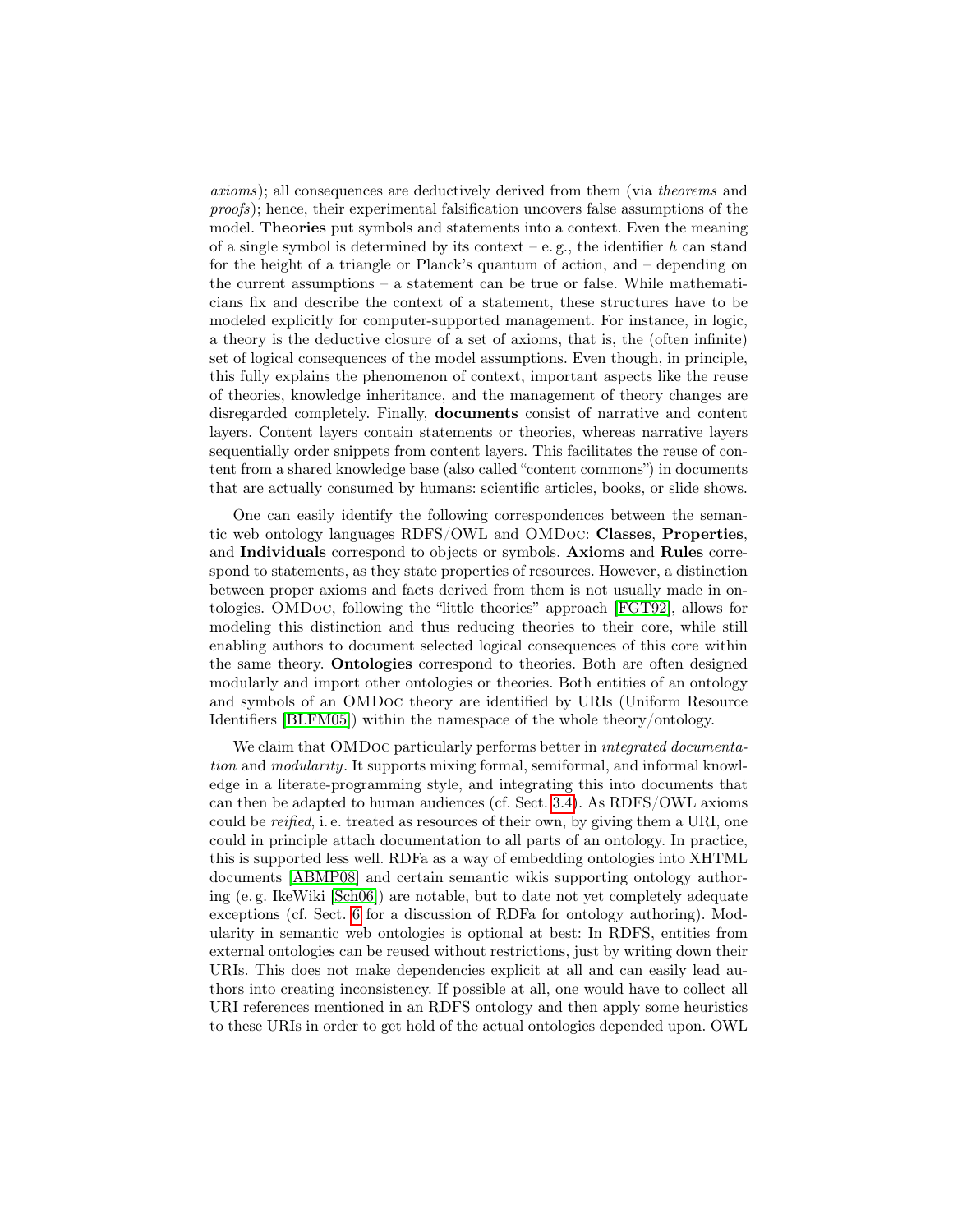*axioms*); all consequences are deductively derived from them (via *theorems* and *proofs*); hence, their experimental falsification uncovers false assumptions of the model. **Theories** put symbols and statements into a context. Even the meaning of a single symbol is determined by its context – e. g., the identifier $h$ can stand for the height of a triangle or Planck's quantum of action, and – depending on the current assumptions – a statement can be true or false. While mathematicians fix and describe the context of a statement, these structures have to be modeled explicitly for computer-supported management. For instance, in logic, a theory is the deductive closure of a set of axioms, that is, the (often infinite) set of logical consequences of the model assumptions. Even though, in principle, this fully explains the phenomenon of context, important aspects like the reuse of theories, knowledge inheritance, and the management of theory changes are disregarded completely. Finally, **documents** consist of narrative and content layers. Content layers contain statements or theories, whereas narrative layers sequentially order snippets from content layers. This facilitates the reuse of content from a shared knowledge base (also called "content commons") in documents that are actually consumed by humans: scientific articles, books, or slide shows.

One can easily identify the following correspondences between the semantic web ontology languages RDFS/OWL and OMDoc: **Classes**, **Properties**, and **Individuals** correspond to objects or symbols. **Axioms** and **Rules** correspond to statements, as they state properties of resources. However, a distinction between proper axioms and facts derived from them is not usually made in ontologies. OMDoc, following the "little theories" approach [FGT92], allows for modeling this distinction and thus reducing theories to their core, while still enabling authors to document selected logical consequences of this core within the same theory. **Ontologies** correspond to theories. Both are often designed modularly and import other ontologies or theories. Both entities of an ontology and symbols of an OMDoc theory are identified by URIs (Uniform Resource Identifiers [BLFM05]) within the namespace of the whole theory/ontology.

We claim that OMDoc particularly performs better in *integrated documentation* and *modularity*. It supports mixing formal, semiformal, and informal knowledge in a literate-programming style, and integrating this into documents that can then be adapted to human audiences (cf. Sect. 3.4). As RDFS/OWL axioms could be *reified*, i. e. treated as resources of their own, by giving them a URI, one could in principle attach documentation to all parts of an ontology. In practice, this is supported less well. RDFa as a way of embedding ontologies into XHTML documents [ABMP08] and certain semantic wikis supporting ontology authoring (e. g. IkeWiki [Sch06]) are notable, but to date not yet completely adequate exceptions (cf. Sect. 6 for a discussion of RDFa for ontology authoring). Modularity in semantic web ontologies is optional at best: In RDFS, entities from external ontologies can be reused without restrictions, just by writing down their URIs. This does not make dependencies explicit at all and can easily lead authors into creating inconsistency. If possible at all, one would have to collect all URI references mentioned in an RDFS ontology and then apply some heuristics to these URIs in order to get hold of the actual ontologies depended upon. OWL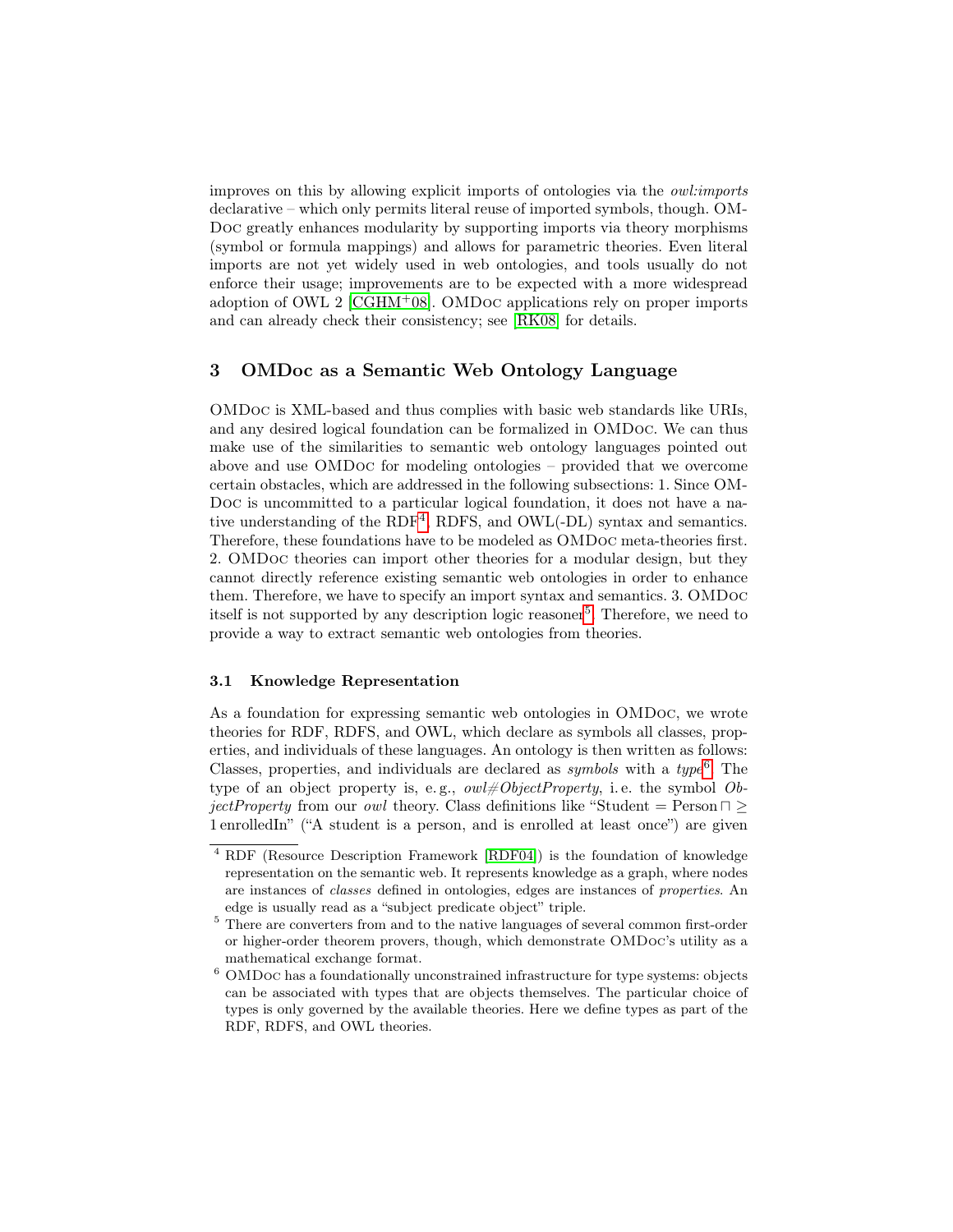improves on this by allowing explicit imports of ontologies via the *owl:imports* declarative – which only permits literal reuse of imported symbols, though. OMDoc greatly enhances modularity by supporting imports via theory morphisms (symbol or formula mappings) and allows for parametric theories. Even literal imports are not yet widely used in web ontologies, and tools usually do not enforce their usage; improvements are to be expected with a more widespread adoption of OWL 2 [CGHM+08]. OMDoc applications rely on proper imports and can already check their consistency; see [RK08] for details.

## 3 OMDoc as a Semantic Web Ontology Language

OMDoc is XML-based and thus complies with basic web standards like URIs, and any desired logical foundation can be formalized in OMDoc. We can thus make use of the similarities to semantic web ontology languages pointed out above and use OMDoc for modeling ontologies – provided that we overcome certain obstacles, which are addressed in the following subsections: 1. Since OMDoc is uncommitted to a particular logical foundation, it does not have a native understanding of the RDF[4], RDFS, and OWL(-DL) syntax and semantics. Therefore, these foundations have to be modeled as OMDoc meta-theories first. 2. OMDoc theories can import other theories for a modular design, but they cannot directly reference existing semantic web ontologies in order to enhance them. Therefore, we have to specify an import syntax and semantics. 3. OMDoc itself is not supported by any description logic reasoner[5]. Therefore, we need to provide a way to extract semantic web ontologies from theories.

### 3.1 Knowledge Representation

As a foundation for expressing semantic web ontologies in OMDoc, we wrote theories for RDF, RDFS, and OWL, which declare as symbols all classes, properties, and individuals of these languages. An ontology is then written as follows: Classes, properties, and individuals are declared as *symbols* with a *type*[6]. The type of an object property is, e. g., *owl#ObjectProperty*, i. e. the symbol *ObjectProperty* from our *owl* theory. Class definitions like "Student = Person $\sqcap \geq 1\,$enrolledIn" ("A student is a person, and is enrolled at least once") are given

---

[4] RDF (Resource Description Framework [RDF04]) is the foundation of knowledge representation on the semantic web. It represents knowledge as a graph, where nodes are instances of *classes* defined in ontologies, edges are instances of *properties*. An edge is usually read as a "subject predicate object" triple.

[5] There are converters from and to the native languages of several common first-order or higher-order theorem provers, though, which demonstrate OMDoc's utility as a mathematical exchange format.

[6] OMDoc has a foundationally unconstrained infrastructure for type systems: objects can be associated with types that are objects themselves. The particular choice of types is only governed by the available theories. Here we define types as part of the RDF, RDFS, and OWL theories.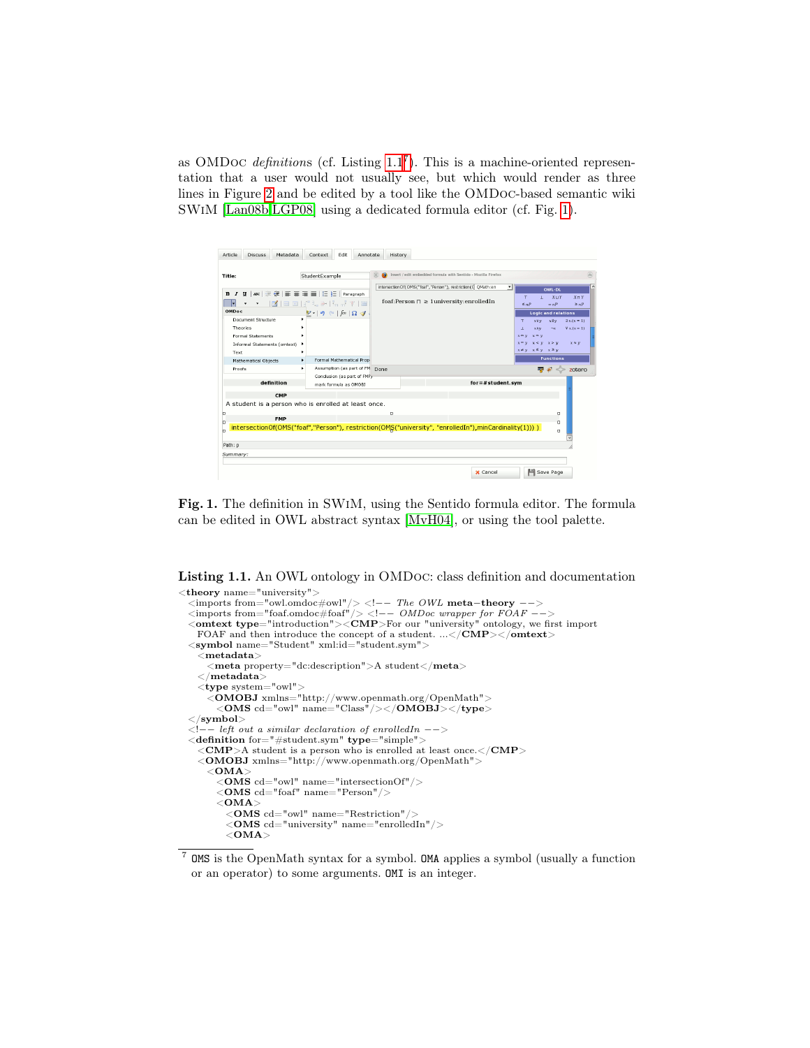as OMDoc *definitions* (cf. Listing 1.1[7]). This is a machine-oriented representation that a user would not usually see, but which would render as three lines in Figure 2 and be edited by a tool like the OMDoc-based semantic wiki SWiM [Lan08b,LGP08] using a dedicated formula editor (cf. Fig. 1).

**Fig. 1.** The definition in SWiM, using the Sentido formula editor. The formula can be edited in OWL abstract syntax [MvH04], or using the tool palette.

**Listing 1.1.** An OWL ontology in OMDoc: class definition and documentation

```
<theory name="university">
  <imports from="owl.omdoc#owl"/> <!-- The OWL meta-theory -->
  <imports from="foaf.omdoc#foaf"/> <!-- OMDoc wrapper for FOAF -->
  <omtext type="introduction"><CMP>For our "university" ontology, we first import
    FOAF and then introduce the concept of a student. ...</CMP></omtext>
  <symbol name="Student" xml:id="student.sym">
    <metadata>
      <meta property="dc:description">A student</meta>
    </metadata>
    <type system="owl">
      <OMOBJ xmlns="http://www.openmath.org/OpenMath">
        <OMS cd="owl" name="Class"/></OMOBJ></type>
  </symbol>
  <!-- left out a similar declaration of enrolledIn -->
  <definition for="#student.sym" type="simple">
    <CMP>A student is a person who is enrolled at least once.</CMP>
    <OMOBJ xmlns="http://www.openmath.org/OpenMath">
      <OMA>
        <OMS cd="owl" name="intersectionOf"/>
        <OMS cd="foaf" name="Person"/>
        <OMA>
          <OMS cd="owl" name="Restriction"/>
          <OMS cd="university" name="enrolledIn"/>
          <OMA>
```

[7] `OMS` is the OpenMath syntax for a symbol. `OMA` applies a symbol (usually a function or an operator) to some arguments. `OMI` is an integer.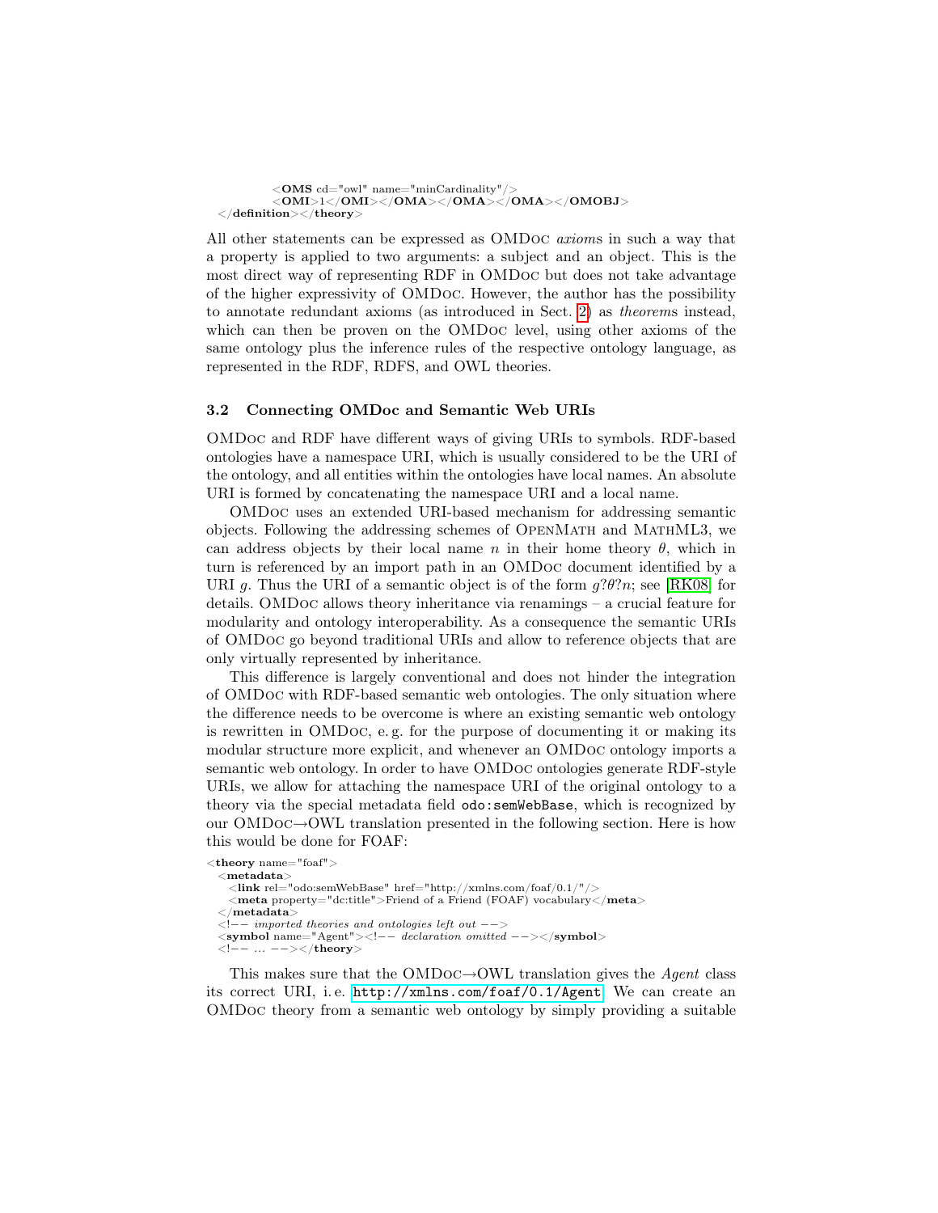```
      <OMS cd="owl" name="minCardinality"/>
      <OMI>1</OMI></OMA></OMA></OMA></OMOBJ>
</definition></theory>
```

All other statements can be expressed as OMDoc *axioms* in such a way that a property is applied to two arguments: a subject and an object. This is the most direct way of representing RDF in OMDoc but does not take advantage of the higher expressivity of OMDoc. However, the author has the possibility to annotate redundant axioms (as introduced in Sect. 2) as *theorems* instead, which can then be proven on the OMDoc level, using other axioms of the same ontology plus the inference rules of the respective ontology language, as represented in the RDF, RDFS, and OWL theories.

### 3.2 Connecting OMDoc and Semantic Web URIs

OMDoc and RDF have different ways of giving URIs to symbols. RDF-based ontologies have a namespace URI, which is usually considered to be the URI of the ontology, and all entities within the ontologies have local names. An absolute URI is formed by concatenating the namespace URI and a local name.

OMDoc uses an extended URI-based mechanism for addressing semantic objects. Following the addressing schemes of OpenMath and MathML3, we can address objects by their local name $n$ in their home theory $\theta$, which in turn is referenced by an import path in an OMDoc document identified by a URI $g$. Thus the URI of a semantic object is of the form $g?\theta?n$; see [RK08] for details. OMDoc allows theory inheritance via renamings – a crucial feature for modularity and ontology interoperability. As a consequence the semantic URIs of OMDoc go beyond traditional URIs and allow to reference objects that are only virtually represented by inheritance.

This difference is largely conventional and does not hinder the integration of OMDoc with RDF-based semantic web ontologies. The only situation where the difference needs to be overcome is where an existing semantic web ontology is rewritten in OMDoc, e. g. for the purpose of documenting it or making its modular structure more explicit, and whenever an OMDoc ontology imports a semantic web ontology. In order to have OMDoc ontologies generate RDF-style URIs, we allow for attaching the namespace URI of the original ontology to a theory via the special metadata field `odo:semWebBase`, which is recognized by our OMDoc→OWL translation presented in the following section. Here is how this would be done for FOAF:

```
<theory name="foaf">
  <metadata>
    <link rel="odo:semWebBase" href="http://xmlns.com/foaf/0.1/"/>
    <meta property="dc:title">Friend of a Friend (FOAF) vocabulary</meta>
  </metadata>
  <!-- imported theories and ontologies left out -->
  <symbol name="Agent"><!-- declaration omitted --></symbol>
  <!-- ... --></theory>
```

This makes sure that the OMDoc→OWL translation gives the *Agent* class its correct URI, i. e. `http://xmlns.com/foaf/0.1/Agent`. We can create an OMDoc theory from a semantic web ontology by simply providing a suitable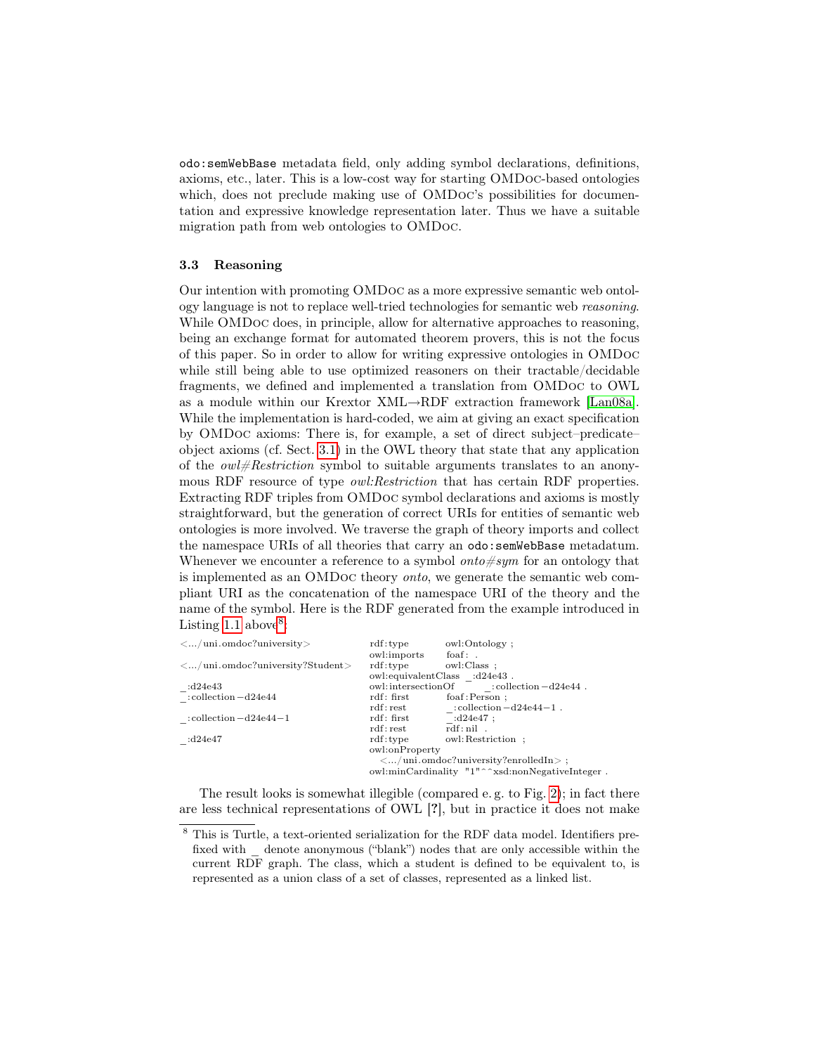`odo:semWebBase` metadata field, only adding symbol declarations, definitions, axioms, etc., later. This is a low-cost way for starting OMDoc-based ontologies which, does not preclude making use of OMDoc's possibilities for documentation and expressive knowledge representation later. Thus we have a suitable migration path from web ontologies to OMDoc.

### 3.3 Reasoning

Our intention with promoting OMDoc as a more expressive semantic web ontology language is not to replace well-tried technologies for semantic web *reasoning*. While OMDoc does, in principle, allow for alternative approaches to reasoning, being an exchange format for automated theorem provers, this is not the focus of this paper. So in order to allow for writing expressive ontologies in OMDoc while still being able to use optimized reasoners on their tractable/decidable fragments, we defined and implemented a translation from OMDoc to OWL as a module within our Krextor XML→RDF extraction framework [Lan08a]. While the implementation is hard-coded, we aim at giving an exact specification by OMDoc axioms: There is, for example, a set of direct subject–predicate–object axioms (cf. Sect. 3.1) in the OWL theory that state that any application of the *owl#Restriction* symbol to suitable arguments translates to an anonymous RDF resource of type *owl:Restriction* that has certain RDF properties. Extracting RDF triples from OMDoc symbol declarations and axioms is mostly straightforward, but the generation of correct URIs for entities of semantic web ontologies is more involved. We traverse the graph of theory imports and collect the namespace URIs of all theories that carry an `odo:semWebBase` metadatum. Whenever we encounter a reference to a symbol *onto#sym* for an ontology that is implemented as an OMDoc theory *onto*, we generate the semantic web compliant URI as the concatenation of the namespace URI of the theory and the name of the symbol. Here is the RDF generated from the example introduced in Listing 1.1 above[8]:

```
<.../uni.omdoc?university>           rdf:type            owl:Ontology ;
                                     owl:imports         foaf: .
<.../uni.omdoc?university?Student>   rdf:type            owl:Class ;
                                     owl:equivalentClass _:d24e43 .
_:d24e43                             owl:intersectionOf  _:collection-d24e44 .
_:collection-d24e44                  rdf:first           foaf:Person ;
                                     rdf:rest            _:collection-d24e44-1 .
_:collection-d24e44-1                rdf:first           _:d24e47 ;
                                     rdf:rest            rdf:nil .
_:d24e47                             rdf:type            owl:Restriction ;
                                     owl:onProperty
                                       <.../uni.omdoc?university?enrolledIn> ;
                                     owl:minCardinality "1"^^xsd:nonNegativeInteger .
```

The result looks is somewhat illegible (compared e. g. to Fig. 2); in fact there are less technical representations of OWL [?], but in practice it does not make

[8] This is Turtle, a text-oriented serialization for the RDF data model. Identifiers prefixed with _ denote anonymous ("blank") nodes that are only accessible within the current RDF graph. The class, which a student is defined to be equivalent to, is represented as a union class of a set of classes, represented as a linked list.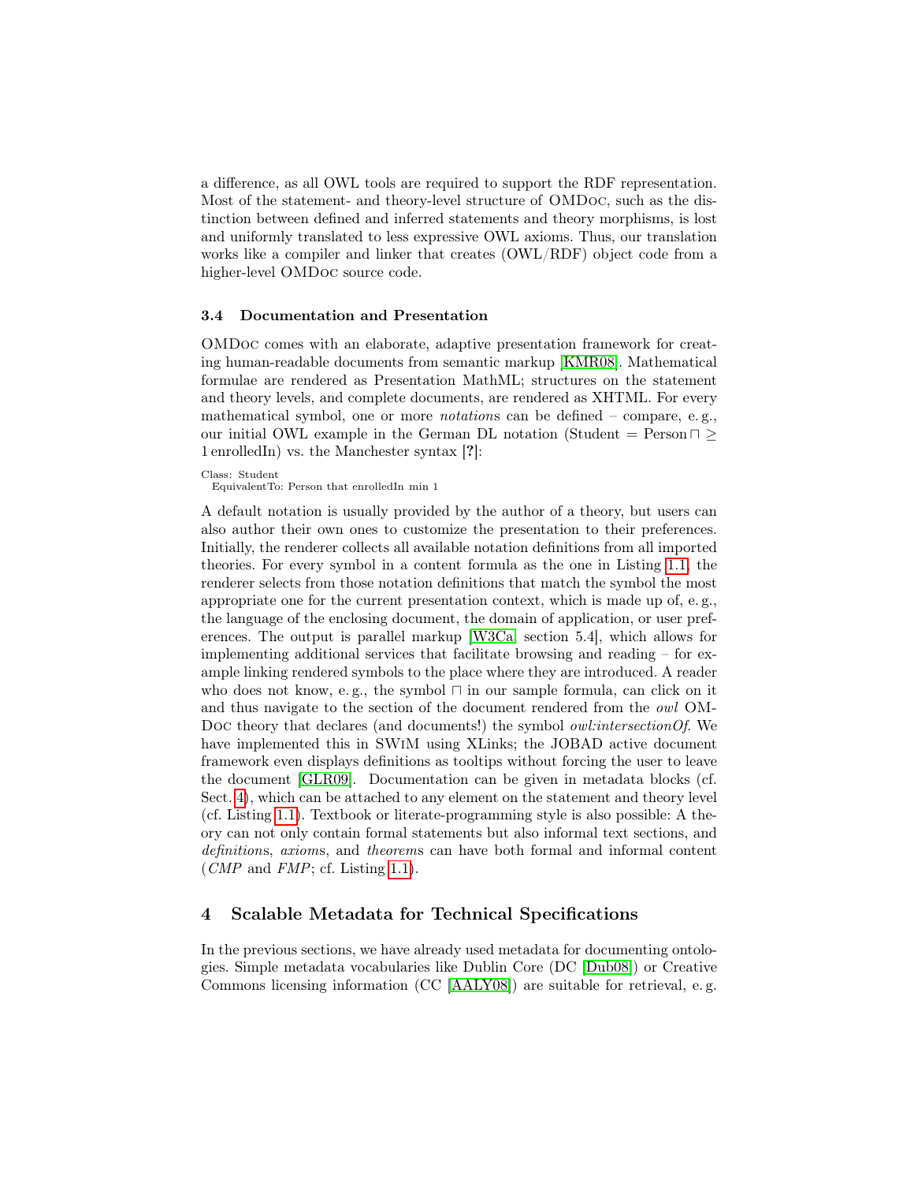a difference, as all OWL tools are required to support the RDF representation. Most of the statement- and theory-level structure of OMDoc, such as the distinction between defined and inferred statements and theory morphisms, is lost and uniformly translated to less expressive OWL axioms. Thus, our translation works like a compiler and linker that creates (OWL/RDF) object code from a higher-level OMDoc source code.

### 3.4 Documentation and Presentation

OMDoc comes with an elaborate, adaptive presentation framework for creating human-readable documents from semantic markup [KMR08]. Mathematical formulae are rendered as Presentation MathML; structures on the statement and theory levels, and complete documents, are rendered as XHTML. For every mathematical symbol, one or more *notations* can be defined – compare, e. g., our initial OWL example in the German DL notation (Student = Person $\sqcap \geq 1\,\text{enrolledIn}$) vs. the Manchester syntax [?]:

```
Class: Student
  EquivalentTo: Person that enrolledIn min 1
```

A default notation is usually provided by the author of a theory, but users can also author their own ones to customize the presentation to their preferences. Initially, the renderer collects all available notation definitions from all imported theories. For every symbol in a content formula as the one in Listing 1.1, the renderer selects from those notation definitions that match the symbol the most appropriate one for the current presentation context, which is made up of, e. g., the language of the enclosing document, the domain of application, or user preferences. The output is parallel markup [W3Ca, section 5.4], which allows for implementing additional services that facilitate browsing and reading – for example linking rendered symbols to the place where they are introduced. A reader who does not know, e. g., the symbol $\sqcap$ in our sample formula, can click on it and thus navigate to the section of the document rendered from the *owl* OMDoc theory that declares (and documents!) the symbol *owl:intersectionOf*. We have implemented this in SWiM using XLinks; the JOBAD active document framework even displays definitions as tooltips without forcing the user to leave the document [GLR09]. Documentation can be given in metadata blocks (cf. Sect. 4), which can be attached to any element on the statement and theory level (cf. Listing 1.1). Textbook or literate-programming style is also possible: A theory can not only contain formal statements but also informal text sections, and *definition*s, *axiom*s, and *theorem*s can have both formal and informal content (*CMP* and *FMP*; cf. Listing 1.1).

## 4 Scalable Metadata for Technical Specifications

In the previous sections, we have already used metadata for documenting ontologies. Simple metadata vocabularies like Dublin Core (DC [Dub08]) or Creative Commons licensing information (CC [AALY08]) are suitable for retrieval, e. g.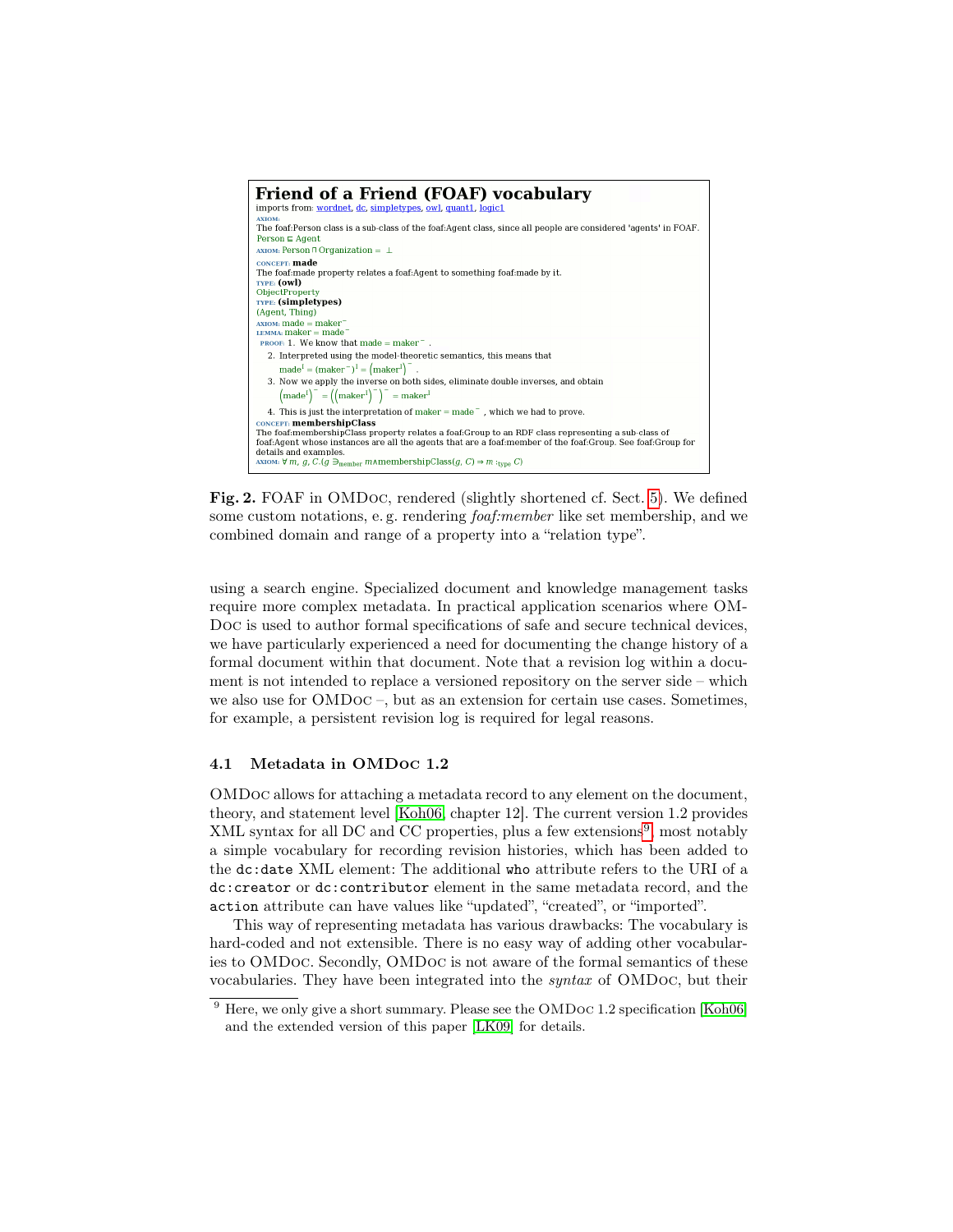**Friend of a Friend (FOAF) vocabulary**

imports from: wordnet, dc, simpletypes, owl, quant1, logic1

AXIOM:
The foaf:Person class is a sub-class of the foaf:Agent class, since all people are considered 'agents' in FOAF.
$\text{Person} \sqsubseteq \text{Agent}$

AXIOM: $\text{Person} \sqcap \text{Organization} = \bot$

CONCEPT: **made**
The foaf:made property relates a foaf:Agent to something foaf:made by it.
TYPE: **(owl)**
ObjectProperty
TYPE: **(simpletypes)**
(Agent, Thing)
AXIOM: $\text{made} = \text{maker}^{-}$
LEMMA: $\text{maker} = \text{made}^{-}$
PROOF:
1. We know that $\text{made} = \text{maker}^{-}$.
2. Interpreted using the model-theoretic semantics, this means that $\text{made}^{I} = (\text{maker}^{-})^{I} = \left(\text{maker}^{I}\right)^{-}$.
3. Now we apply the inverse on both sides, eliminate double inverses, and obtain $\left(\text{made}^{I}\right)^{-} = \left(\left(\text{maker}^{I}\right)^{-}\right)^{-} = \text{maker}^{I}$
4. This is just the interpretation of $\text{maker} = \text{made}^{-}$, which we had to prove.

CONCEPT: **membershipClass**
The foaf:membershipClass property relates a foaf:Group to an RDF class representing a sub-class of foaf:Agent whose instances are all the agents that are a foaf:member of the foaf:Group. See foaf:Group for details and examples.
AXIOM: $\forall m, g, C.(g \ni_{\text{member}} m \wedge \text{membershipClass}(g, C) \Rightarrow m :_{\text{type}} C)$

**Fig. 2.** FOAF in OMDoc, rendered (slightly shortened cf. Sect. 5). We defined some custom notations, e. g. rendering *foaf:member* like set membership, and we combined domain and range of a property into a "relation type".

using a search engine. Specialized document and knowledge management tasks require more complex metadata. In practical application scenarios where OMDoc is used to author formal specifications of safe and secure technical devices, we have particularly experienced a need for documenting the change history of a formal document within that document. Note that a revision log within a document is not intended to replace a versioned repository on the server side – which we also use for OMDoc –, but as an extension for certain use cases. Sometimes, for example, a persistent revision log is required for legal reasons.

### 4.1 Metadata in OMDoc 1.2

OMDoc allows for attaching a metadata record to any element on the document, theory, and statement level [Koh06, chapter 12]. The current version 1.2 provides XML syntax for all DC and CC properties, plus a few extensions[9], most notably a simple vocabulary for recording revision histories, which has been added to the `dc:date` XML element: The additional `who` attribute refers to the URI of a `dc:creator` or `dc:contributor` element in the same metadata record, and the `action` attribute can have values like "updated", "created", or "imported".

This way of representing metadata has various drawbacks: The vocabulary is hard-coded and not extensible. There is no easy way of adding other vocabularies to OMDoc. Secondly, OMDoc is not aware of the formal semantics of these vocabularies. They have been integrated into the *syntax* of OMDoc, but their

[9] Here, we only give a short summary. Please see the OMDoc 1.2 specification [Koh06] and the extended version of this paper [LK09] for details.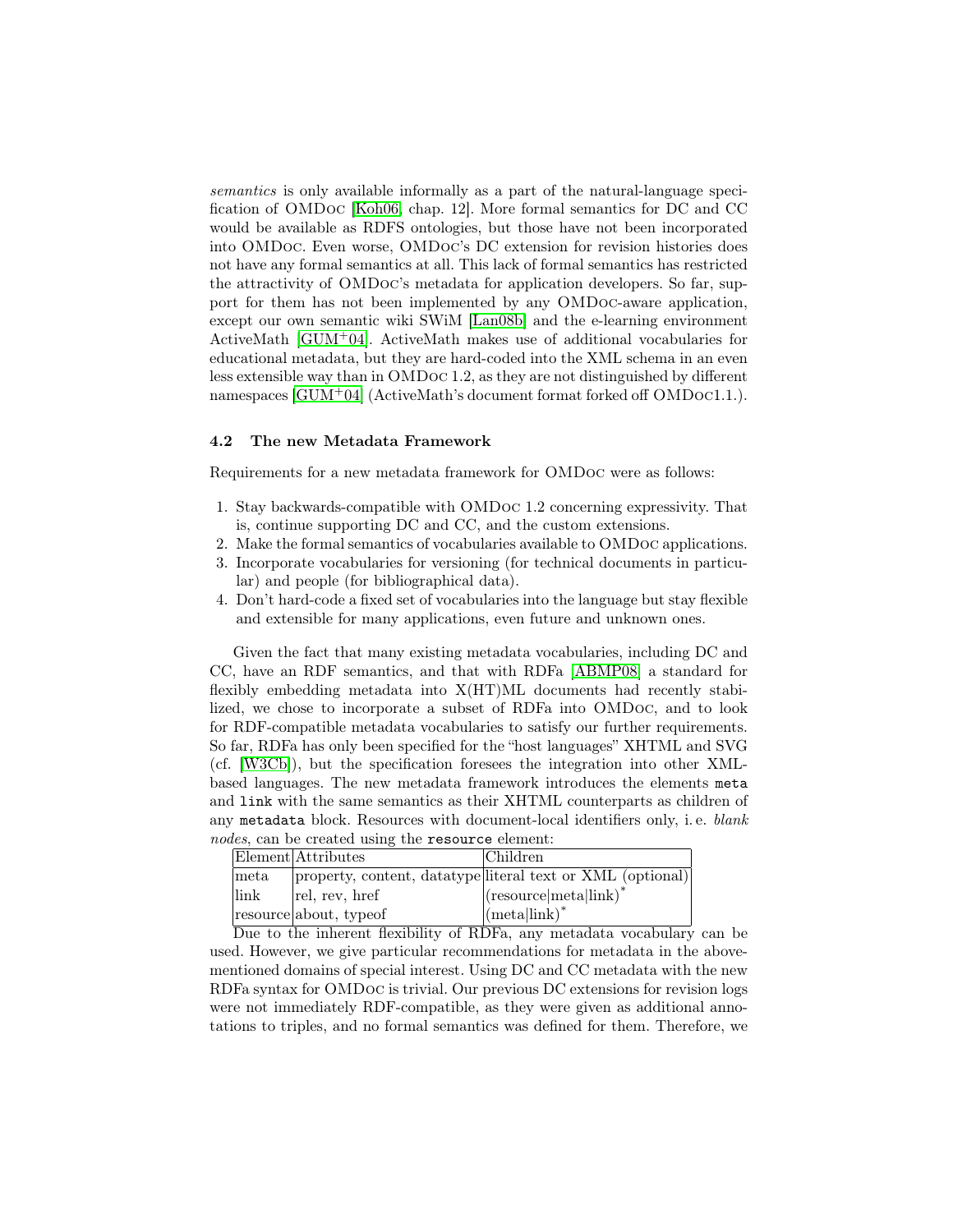*semantics* is only available informally as a part of the natural-language specification of OMDoc [Koh06, chap. 12]. More formal semantics for DC and CC would be available as RDFS ontologies, but those have not been incorporated into OMDoc. Even worse, OMDoc's DC extension for revision histories does not have any formal semantics at all. This lack of formal semantics has restricted the attractivity of OMDoc's metadata for application developers. So far, support for them has not been implemented by any OMDoc-aware application, except our own semantic wiki SWiM [Lan08b] and the e-learning environment ActiveMath [GUM+04]. ActiveMath makes use of additional vocabularies for educational metadata, but they are hard-coded into the XML schema in an even less extensible way than in OMDoc 1.2, as they are not distinguished by different namespaces [GUM+04] (ActiveMath's document format forked off OMDoc1.1.).

### 4.2 The new Metadata Framework

Requirements for a new metadata framework for OMDoc were as follows:

1. Stay backwards-compatible with OMDoc 1.2 concerning expressivity. That is, continue supporting DC and CC, and the custom extensions.
2. Make the formal semantics of vocabularies available to OMDoc applications.
3. Incorporate vocabularies for versioning (for technical documents in particular) and people (for bibliographical data).
4. Don't hard-code a fixed set of vocabularies into the language but stay flexible and extensible for many applications, even future and unknown ones.

Given the fact that many existing metadata vocabularies, including DC and CC, have an RDF semantics, and that with RDFa [ABMP08] a standard for flexibly embedding metadata into X(HT)ML documents had recently stabilized, we chose to incorporate a subset of RDFa into OMDoc, and to look for RDF-compatible metadata vocabularies to satisfy our further requirements. So far, RDFa has only been specified for the "host languages" XHTML and SVG (cf. [W3Cb]), but the specification foresees the integration into other XML-based languages. The new metadata framework introduces the elements `meta` and `link` with the same semantics as their XHTML counterparts as children of any `metadata` block. Resources with document-local identifiers only, i. e. *blank nodes*, can be created using the `resource` element:

| Element | Attributes | Children |
| --- | --- | --- |
| meta | property, content, datatype | literal text or XML (optional) |
| link | rel, rev, href | (resource\|meta\|link)* |
| resource | about, typeof | (meta\|link)* |

Due to the inherent flexibility of RDFa, any metadata vocabulary can be used. However, we give particular recommendations for metadata in the above-mentioned domains of special interest. Using DC and CC metadata with the new RDFa syntax for OMDoc is trivial. Our previous DC extensions for revision logs were not immediately RDF-compatible, as they were given as additional annotations to triples, and no formal semantics was defined for them. Therefore, we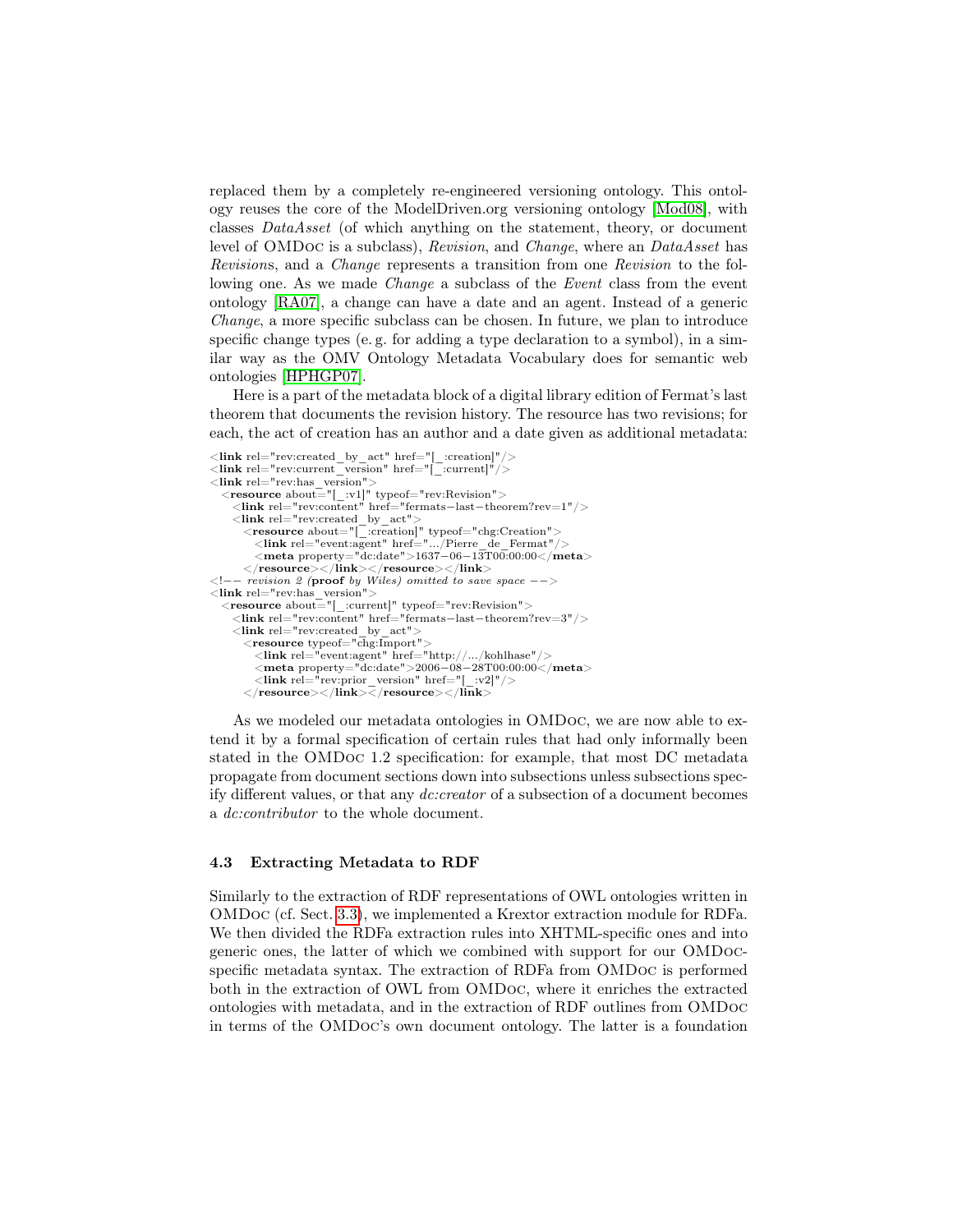replaced them by a completely re-engineered versioning ontology. This ontology reuses the core of the ModelDriven.org versioning ontology [Mod08], with classes *DataAsset* (of which anything on the statement, theory, or document level of OMDoc is a subclass), *Revision*, and *Change*, where an *DataAsset* has *Revision*s, and a *Change* represents a transition from one *Revision* to the following one. As we made *Change* a subclass of the *Event* class from the event ontology [RA07], a change can have a date and an agent. Instead of a generic *Change*, a more specific subclass can be chosen. In future, we plan to introduce specific change types (e. g. for adding a type declaration to a symbol), in a similar way as the OMV Ontology Metadata Vocabulary does for semantic web ontologies [HPHGP07].

Here is a part of the metadata block of a digital library edition of Fermat's last theorem that documents the revision history. The resource has two revisions; for each, the act of creation has an author and a date given as additional metadata:

```
<link rel="rev:created_by_act" href="[_:creation]"/>
<link rel="rev:current_version" href="[_:current]"/>
<link rel="rev:has_version">
  <resource about="[_:v1]" typeof="rev:Revision">
    <link rel="rev:content" href="fermats-last-theorem?rev=1"/>
    <link rel="rev:created_by_act">
      <resource about="[_:creation]" typeof="chg:Creation">
        <link rel="event:agent" href=".../Pierre_de_Fermat"/>
        <meta property="dc:date">1637-06-13T00:00:00</meta>
      </resource></link></resource></link>
<!-- revision 2 (proof by Wiles) omitted to save space -->
<link rel="rev:has_version">
  <resource about="[_:current]" typeof="rev:Revision">
    <link rel="rev:content" href="fermats-last-theorem?rev=3"/>
    <link rel="rev:created_by_act">
      <resource typeof="chg:Import">
        <link rel="event:agent" href="http://.../kohlhase"/>
        <meta property="dc:date">2006-08-28T00:00:00</meta>
        <link rel="rev:prior_version" href="[_:v2]"/>
      </resource></link></resource></link>
```

As we modeled our metadata ontologies in OMDoc, we are now able to extend it by a formal specification of certain rules that had only informally been stated in the OMDoc 1.2 specification: for example, that most DC metadata propagate from document sections down into subsections unless subsections specify different values, or that any *dc:creator* of a subsection of a document becomes a *dc:contributor* to the whole document.

### 4.3 Extracting Metadata to RDF

Similarly to the extraction of RDF representations of OWL ontologies written in OMDoc (cf. Sect. 3.3), we implemented a Krextor extraction module for RDFa. We then divided the RDFa extraction rules into XHTML-specific ones and into generic ones, the latter of which we combined with support for our OMDoc-specific metadata syntax. The extraction of RDFa from OMDoc is performed both in the extraction of OWL from OMDoc, where it enriches the extracted ontologies with metadata, and in the extraction of RDF outlines from OMDoc in terms of the OMDoc's own document ontology. The latter is a foundation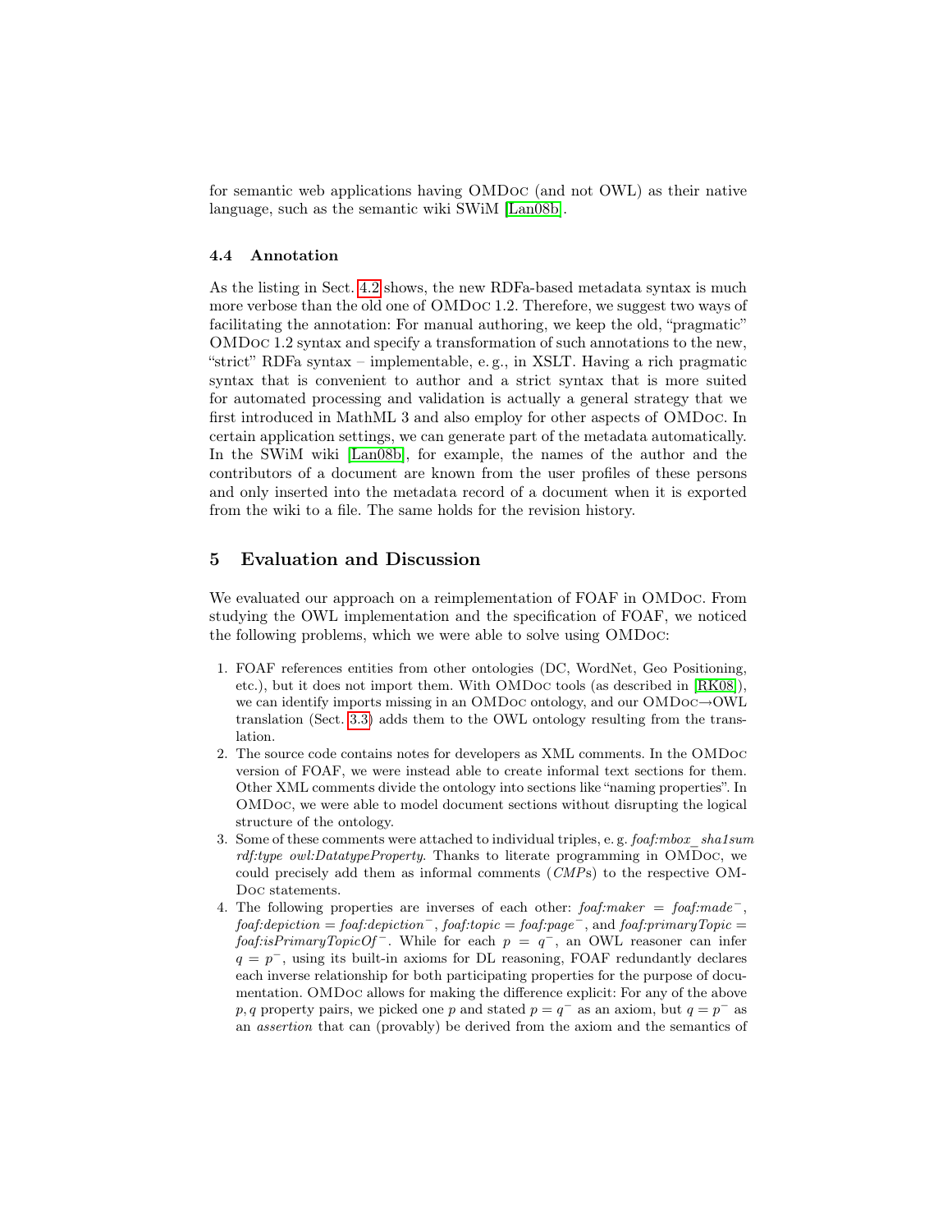for semantic web applications having OMDoc (and not OWL) as their native language, such as the semantic wiki SWiM [Lan08b].

### 4.4 Annotation

As the listing in Sect. 4.2 shows, the new RDFa-based metadata syntax is much more verbose than the old one of OMDoc 1.2. Therefore, we suggest two ways of facilitating the annotation: For manual authoring, we keep the old, "pragmatic" OMDoc 1.2 syntax and specify a transformation of such annotations to the new, "strict" RDFa syntax – implementable, e. g., in XSLT. Having a rich pragmatic syntax that is convenient to author and a strict syntax that is more suited for automated processing and validation is actually a general strategy that we first introduced in MathML 3 and also employ for other aspects of OMDoc. In certain application settings, we can generate part of the metadata automatically. In the SWiM wiki [Lan08b], for example, the names of the author and the contributors of a document are known from the user profiles of these persons and only inserted into the metadata record of a document when it is exported from the wiki to a file. The same holds for the revision history.

## 5 Evaluation and Discussion

We evaluated our approach on a reimplementation of FOAF in OMDoc. From studying the OWL implementation and the specification of FOAF, we noticed the following problems, which we were able to solve using OMDoc:

1. FOAF references entities from other ontologies (DC, WordNet, Geo Positioning, etc.), but it does not import them. With OMDoc tools (as described in [RK08]), we can identify imports missing in an OMDoc ontology, and our OMDoc→OWL translation (Sect. 3.3) adds them to the OWL ontology resulting from the translation.
2. The source code contains notes for developers as XML comments. In the OMDoc version of FOAF, we were instead able to create informal text sections for them. Other XML comments divide the ontology into sections like "naming properties". In OMDoc, we were able to model document sections without disrupting the logical structure of the ontology.
3. Some of these comments were attached to individual triples, e. g. *foaf:mbox_sha1sum rdf:type owl:DatatypeProperty*. Thanks to literate programming in OMDoc, we could precisely add them as informal comments (*CMP*s) to the respective OMDoc statements.
4. The following properties are inverses of each other: *foaf:maker* = *foaf:made*$^-$, *foaf:depiction* = *foaf:depiction*$^-$, *foaf:topic* = *foaf:page*$^-$, and *foaf:primaryTopic* = *foaf:isPrimaryTopicOf*$^-$. While for each $p = q^-$, an OWL reasoner can infer $q = p^-$, using its built-in axioms for DL reasoning, FOAF redundantly declares each inverse relationship for both participating properties for the purpose of documentation. OMDoc allows for making the difference explicit: For any of the above $p, q$ property pairs, we picked one $p$ and stated $p = q^-$ as an axiom, but $q = p^-$ as an *assertion* that can (provably) be derived from the axiom and the semantics of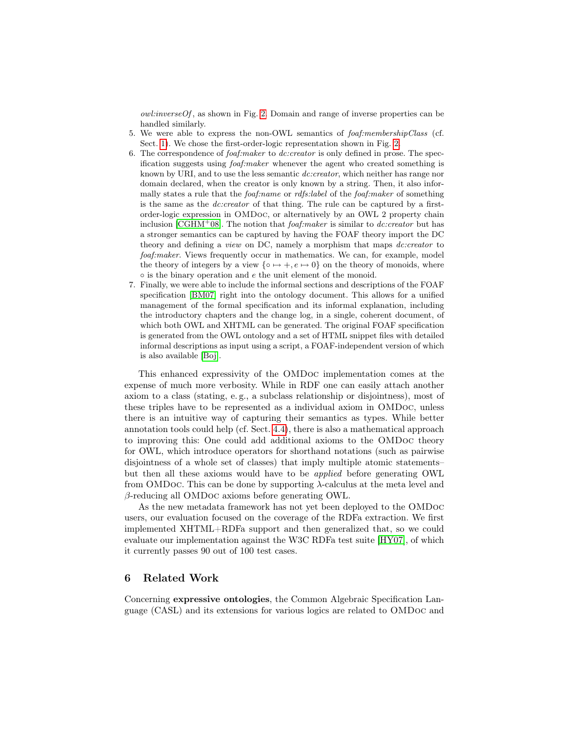*owl:inverseOf*, as shown in Fig. 2. Domain and range of inverse properties can be handled similarly.

5. We were able to express the non-OWL semantics of *foaf:membershipClass* (cf. Sect. 1). We chose the first-order-logic representation shown in Fig. 2.
6. The correspondence of *foaf:maker* to *dc:creator* is only defined in prose. The specification suggests using *foaf:maker* whenever the agent who created something is known by URI, and to use the less semantic *dc:creator*, which neither has range nor domain declared, when the creator is only known by a string. Then, it also informally states a rule that the *foaf:name* or *rdfs:label* of the *foaf:maker* of something is the same as the *dc:creator* of that thing. The rule can be captured by a first-order-logic expression in OMDoc, or alternatively by an OWL 2 property chain inclusion [CGHM+08]. The notion that *foaf:maker* is similar to *dc:creator* but has a stronger semantics can be captured by having the FOAF theory import the DC theory and defining a *view* on DC, namely a morphism that maps *dc:creator* to *foaf:maker*. Views frequently occur in mathematics. We can, for example, model the theory of integers by a view $\{\circ \mapsto +, e \mapsto 0\}$ on the theory of monoids, where $\circ$ is the binary operation and $e$ the unit element of the monoid.
7. Finally, we were able to include the informal sections and descriptions of the FOAF specification [BM07] right into the ontology document. This allows for a unified management of the formal specification and its informal explanation, including the introductory chapters and the change log, in a single, coherent document, of which both OWL and XHTML can be generated. The original FOAF specification is generated from the OWL ontology and a set of HTML snippet files with detailed informal descriptions as input using a script, a FOAF-independent version of which is also available [Boj].

This enhanced expressivity of the OMDoc implementation comes at the expense of much more verbosity. While in RDF one can easily attach another axiom to a class (stating, e. g., a subclass relationship or disjointness), most of these triples have to be represented as a individual axiom in OMDoc, unless there is an intuitive way of capturing their semantics as types. While better annotation tools could help (cf. Sect. 4.4), there is also a mathematical approach to improving this: One could add additional axioms to the OMDoc theory for OWL, which introduce operators for shorthand notations (such as pairwise disjointness of a whole set of classes) that imply multiple atomic statements– but then all these axioms would have to be *applied* before generating OWL from OMDoc. This can be done by supporting $\lambda$-calculus at the meta level and $\beta$-reducing all OMDoc axioms before generating OWL.

As the new metadata framework has not yet been deployed to the OMDoc users, our evaluation focused on the coverage of the RDFa extraction. We first implemented XHTML+RDFa support and then generalized that, so we could evaluate our implementation against the W3C RDFa test suite [HY07], of which it currently passes 90 out of 100 test cases.

## 6 Related Work

Concerning **expressive ontologies**, the Common Algebraic Specification Language (CASL) and its extensions for various logics are related to OMDoc and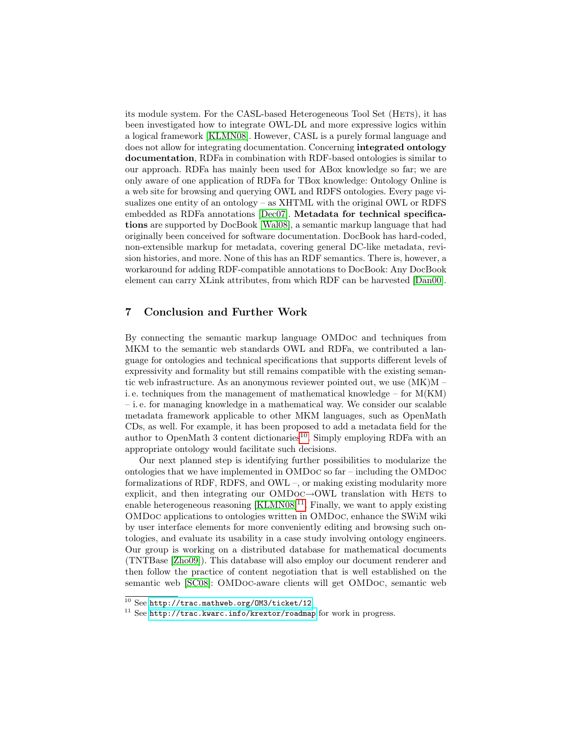its module system. For the CASL-based Heterogeneous Tool Set (Hets), it has been investigated how to integrate OWL-DL and more expressive logics within a logical framework [KLMN08]. However, CASL is a purely formal language and does not allow for integrating documentation. Concerning **integrated ontology documentation**, RDFa in combination with RDF-based ontologies is similar to our approach. RDFa has mainly been used for ABox knowledge so far; we are only aware of one application of RDFa for TBox knowledge: Ontology Online is a web site for browsing and querying OWL and RDFS ontologies. Every page visualizes one entity of an ontology – as XHTML with the original OWL or RDFS embedded as RDFa annotations [Dec07]. **Metadata for technical specifications** are supported by DocBook [Wal08], a semantic markup language that had originally been conceived for software documentation. DocBook has hard-coded, non-extensible markup for metadata, covering general DC-like metadata, revision histories, and more. None of this has an RDF semantics. There is, however, a workaround for adding RDF-compatible annotations to DocBook: Any DocBook element can carry XLink attributes, from which RDF can be harvested [Dan00].

## 7 Conclusion and Further Work

By connecting the semantic markup language OMDoc and techniques from MKM to the semantic web standards OWL and RDFa, we contributed a language for ontologies and technical specifications that supports different levels of expressivity and formality but still remains compatible with the existing semantic web infrastructure. As an anonymous reviewer pointed out, we use (MK)M – i. e. techniques from the management of mathematical knowledge – for M(KM) – i. e. for managing knowledge in a mathematical way. We consider our scalable metadata framework applicable to other MKM languages, such as OpenMath CDs, as well. For example, it has been proposed to add a metadata field for the author to OpenMath 3 content dictionaries[10]. Simply employing RDFa with an appropriate ontology would facilitate such decisions.

Our next planned step is identifying further possibilities to modularize the ontologies that we have implemented in OMDoc so far – including the OMDoc formalizations of RDF, RDFS, and OWL –, or making existing modularity more explicit, and then integrating our OMDoc→OWL translation with Hets to enable heterogeneous reasoning [KLMN08][11]. Finally, we want to apply existing OMDoc applications to ontologies written in OMDoc, enhance the SWiM wiki by user interface elements for more conveniently editing and browsing such ontologies, and evaluate its usability in a case study involving ontology engineers. Our group is working on a distributed database for mathematical documents (TNTBase [Zho09]). This database will also employ our document renderer and then follow the practice of content negotiation that is well established on the semantic web [SC08]: OMDoc-aware clients will get OMDoc, semantic web

[10] See http://trac.mathweb.org/OM3/ticket/12

[11] See http://trac.kwarc.info/krextor/roadmap for work in progress.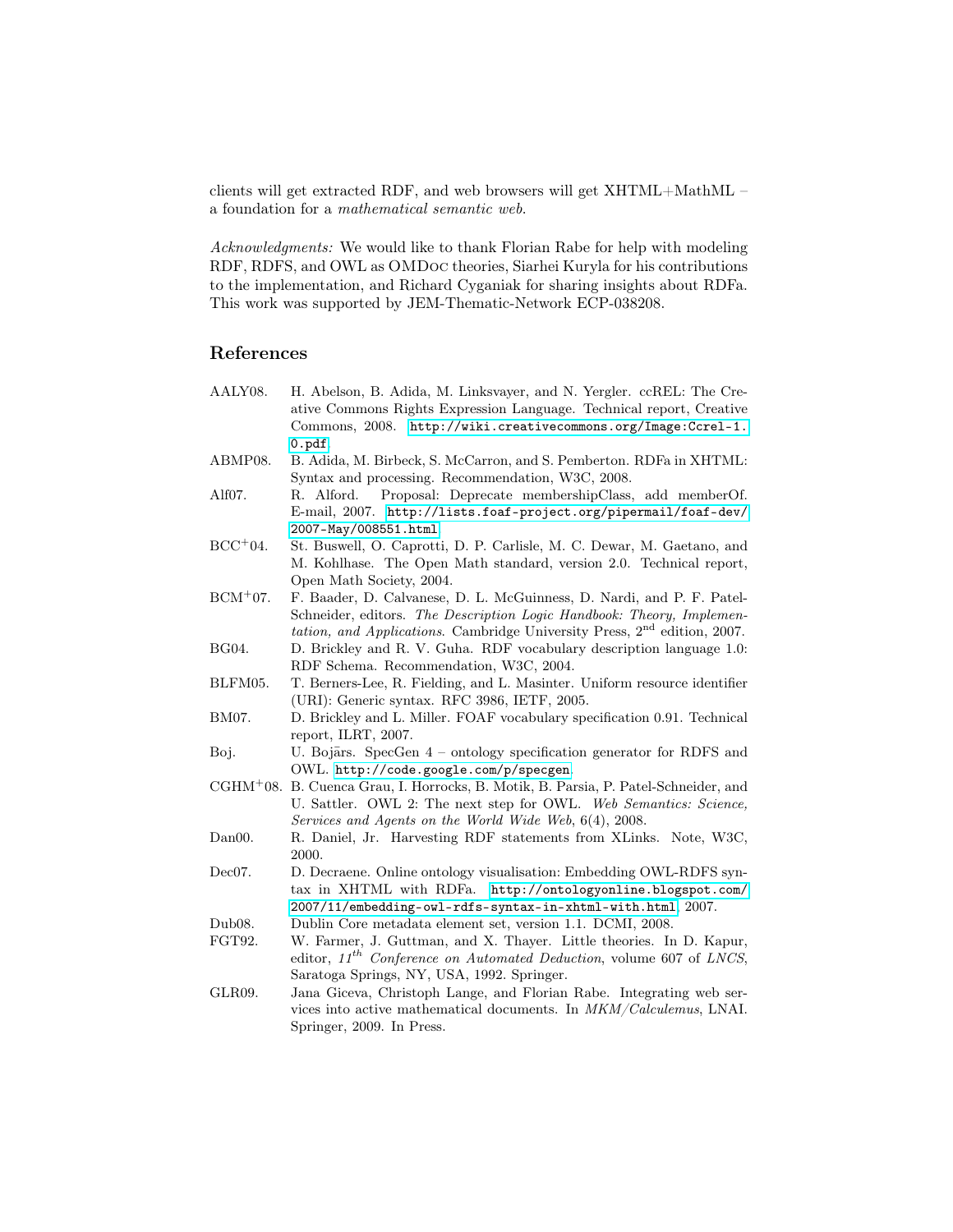clients will get extracted RDF, and web browsers will get XHTML+MathML – a foundation for a *mathematical semantic web*.

*Acknowledgments:* We would like to thank Florian Rabe for help with modeling RDF, RDFS, and OWL as OMDoc theories, Siarhei Kuryla for his contributions to the implementation, and Richard Cyganiak for sharing insights about RDFa. This work was supported by JEM-Thematic-Network ECP-038208.

## References

- AALY08. H. Abelson, B. Adida, M. Linksvayer, and N. Yergler. ccREL: The Creative Commons Rights Expression Language. Technical report, Creative Commons, 2008. http://wiki.creativecommons.org/Image:Ccrel-1.0.pdf.
- ABMP08. B. Adida, M. Birbeck, S. McCarron, and S. Pemberton. RDFa in XHTML: Syntax and processing. Recommendation, W3C, 2008.
- Alf07. R. Alford. Proposal: Deprecate membershipClass, add memberOf. E-mail, 2007. http://lists.foaf-project.org/pipermail/foaf-dev/2007-May/008551.html.
- BCC+04. St. Buswell, O. Caprotti, D. P. Carlisle, M. C. Dewar, M. Gaetano, and M. Kohlhase. The Open Math standard, version 2.0. Technical report, Open Math Society, 2004.
- BCM+07. F. Baader, D. Calvanese, D. L. McGuinness, D. Nardi, and P. F. Patel-Schneider, editors. *The Description Logic Handbook: Theory, Implementation, and Applications*. Cambridge University Press, 2nd edition, 2007.
- BG04. D. Brickley and R. V. Guha. RDF vocabulary description language 1.0: RDF Schema. Recommendation, W3C, 2004.
- BLFM05. T. Berners-Lee, R. Fielding, and L. Masinter. Uniform resource identifier (URI): Generic syntax. RFC 3986, IETF, 2005.
- BM07. D. Brickley and L. Miller. FOAF vocabulary specification 0.91. Technical report, ILRT, 2007.
- Boj. U. Bojārs. SpecGen 4 – ontology specification generator for RDFS and OWL. http://code.google.com/p/specgen.
- CGHM+08. B. Cuenca Grau, I. Horrocks, B. Motik, B. Parsia, P. Patel-Schneider, and U. Sattler. OWL 2: The next step for OWL. *Web Semantics: Science, Services and Agents on the World Wide Web*, 6(4), 2008.
- Dan00. R. Daniel, Jr. Harvesting RDF statements from XLinks. Note, W3C, 2000.
- Dec07. D. Decraene. Online ontology visualisation: Embedding OWL-RDFS syntax in XHTML with RDFa. http://ontologyonline.blogspot.com/2007/11/embedding-owl-rdfs-syntax-in-xhtml-with.html, 2007.
- Dub08. Dublin Core metadata element set, version 1.1. DCMI, 2008.
- FGT92. W. Farmer, J. Guttman, and X. Thayer. Little theories. In D. Kapur, editor, *11th Conference on Automated Deduction*, volume 607 of *LNCS*, Saratoga Springs, NY, USA, 1992. Springer.
- GLR09. Jana Giceva, Christoph Lange, and Florian Rabe. Integrating web services into active mathematical documents. In *MKM/Calculemus*, LNAI. Springer, 2009. In Press.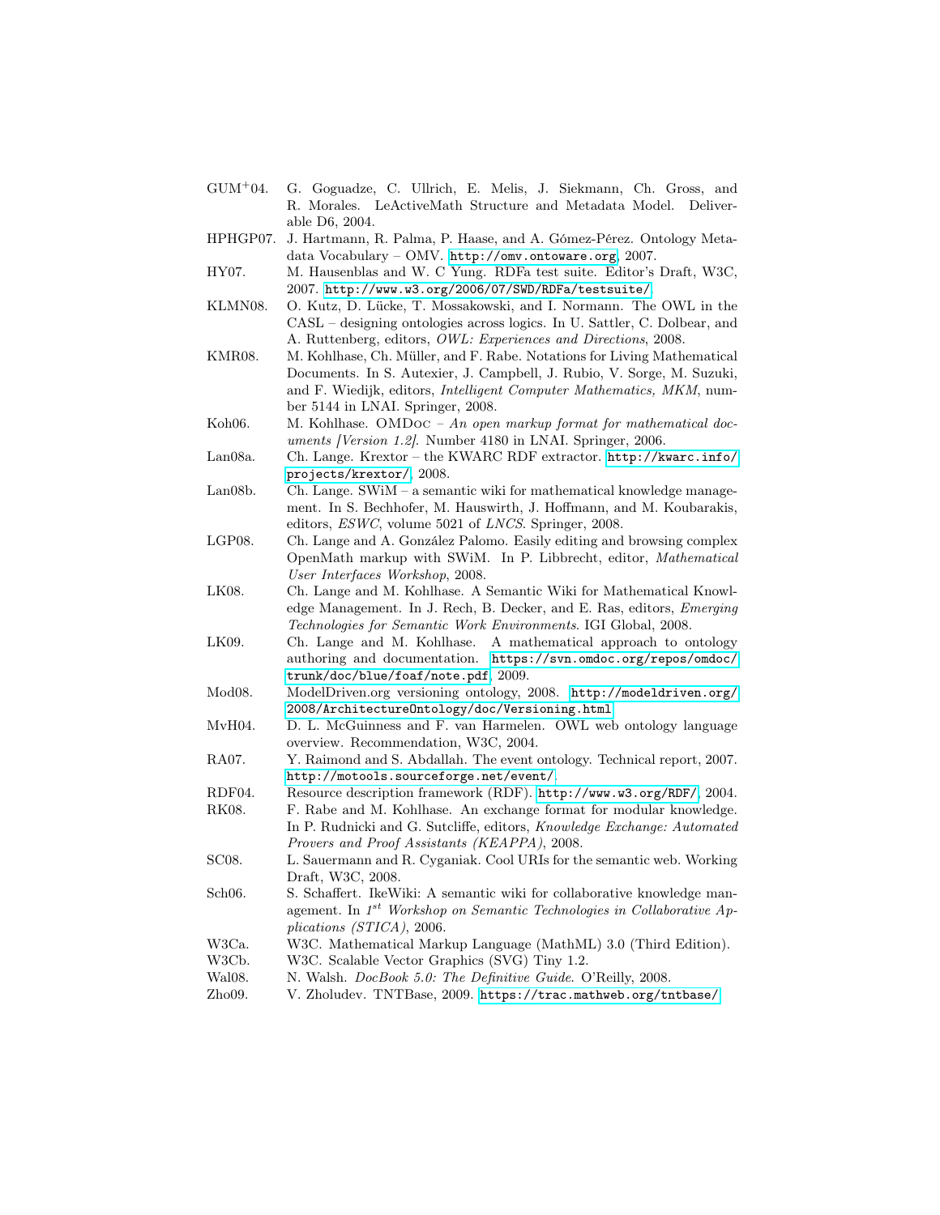GUM[+]04. G. Goguadze, C. Ullrich, E. Melis, J. Siekmann, Ch. Gross, and R. Morales. LeActiveMath Structure and Metadata Model. Deliverable D6, 2004.

HPHGP07. J. Hartmann, R. Palma, P. Haase, and A. Gómez-Pérez. Ontology Metadata Vocabulary – OMV. `http://omv.ontoware.org`, 2007.

HY07. M. Hausenblas and W. C Yung. RDFa test suite. Editor's Draft, W3C, 2007. `http://www.w3.org/2006/07/SWD/RDFa/testsuite/`.

KLMN08. O. Kutz, D. Lücke, T. Mossakowski, and I. Normann. The OWL in the CASL – designing ontologies across logics. In U. Sattler, C. Dolbear, and A. Ruttenberg, editors, *OWL: Experiences and Directions*, 2008.

KMR08. M. Kohlhase, Ch. Müller, and F. Rabe. Notations for Living Mathematical Documents. In S. Autexier, J. Campbell, J. Rubio, V. Sorge, M. Suzuki, and F. Wiedijk, editors, *Intelligent Computer Mathematics, MKM*, number 5144 in LNAI. Springer, 2008.

Koh06. M. Kohlhase. OMDoc – *An open markup format for mathematical documents [Version 1.2]*. Number 4180 in LNAI. Springer, 2006.

Lan08a. Ch. Lange. Krextor – the KWARC RDF extractor. `http://kwarc.info/projects/krextor/`, 2008.

Lan08b. Ch. Lange. SWiM – a semantic wiki for mathematical knowledge management. In S. Bechhofer, M. Hauswirth, J. Hoffmann, and M. Koubarakis, editors, *ESWC*, volume 5021 of *LNCS*. Springer, 2008.

LGP08. Ch. Lange and A. González Palomo. Easily editing and browsing complex OpenMath markup with SWiM. In P. Libbrecht, editor, *Mathematical User Interfaces Workshop*, 2008.

LK08. Ch. Lange and M. Kohlhase. A Semantic Wiki for Mathematical Knowledge Management. In J. Rech, B. Decker, and E. Ras, editors, *Emerging Technologies for Semantic Work Environments*. IGI Global, 2008.

LK09. Ch. Lange and M. Kohlhase. A mathematical approach to ontology authoring and documentation. `https://svn.omdoc.org/repos/omdoc/trunk/doc/blue/foaf/note.pdf`, 2009.

Mod08. ModelDriven.org versioning ontology, 2008. `http://modeldriven.org/2008/ArchitectureOntology/doc/Versioning.html`.

MvH04. D. L. McGuinness and F. van Harmelen. OWL web ontology language overview. Recommendation, W3C, 2004.

RA07. Y. Raimond and S. Abdallah. The event ontology. Technical report, 2007. `http://motools.sourceforge.net/event/`.

RDF04. Resource description framework (RDF). `http://www.w3.org/RDF/`, 2004.

RK08. F. Rabe and M. Kohlhase. An exchange format for modular knowledge. In P. Rudnicki and G. Sutcliffe, editors, *Knowledge Exchange: Automated Provers and Proof Assistants (KEAPPA)*, 2008.

SC08. L. Sauermann and R. Cyganiak. Cool URIs for the semantic web. Working Draft, W3C, 2008.

Sch06. S. Schaffert. IkeWiki: A semantic wiki for collaborative knowledge management. In *1st Workshop on Semantic Technologies in Collaborative Applications (STICA)*, 2006.

W3Ca. W3C. Mathematical Markup Language (MathML) 3.0 (Third Edition).

W3Cb. W3C. Scalable Vector Graphics (SVG) Tiny 1.2.

Wal08. N. Walsh. *DocBook 5.0: The Definitive Guide*. O'Reilly, 2008.

Zho09. V. Zholudev. TNTBase, 2009. `https://trac.mathweb.org/tntbase/`.